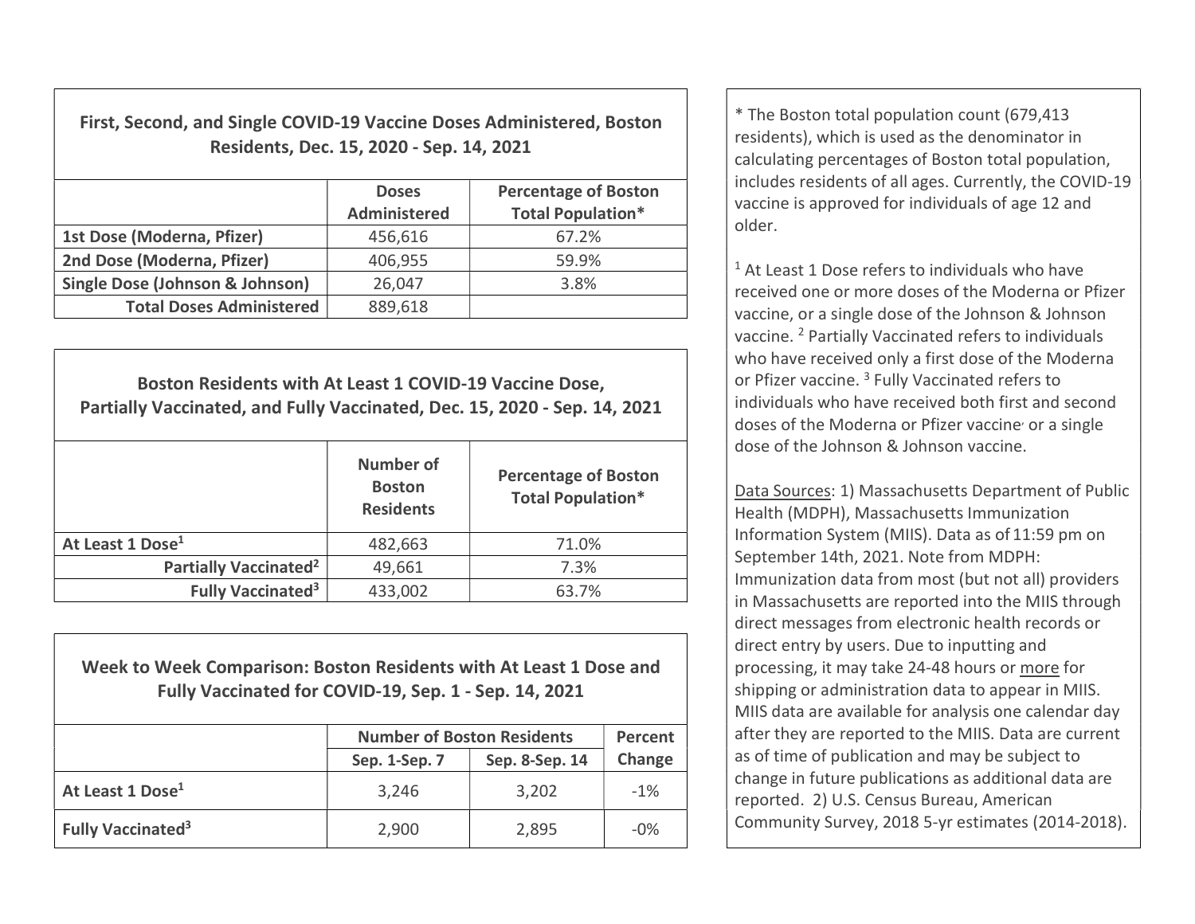## First, Second, and Single COVID-19 Vaccine Doses Administered, Boston Residents, Dec. 15, 2020 - Sep. 14, 2021

| | Doses Administered | Percentage of Boston Total Population* |
|---|---|---|
| 1st Dose (Moderna, Pfizer) | 456,616 | 67.2% |
| 2nd Dose (Moderna, Pfizer) | 406,955 | 59.9% |
| Single Dose (Johnson & Johnson) | 26,047 | 3.8% |
| Total Doses Administered | 889,618 | |

## Boston Residents with At Least 1 COVID-19 Vaccine Dose, Partially Vaccinated, and Fully Vaccinated, Dec. 15, 2020 - Sep. 14, 2021

| | Number of Boston Residents | Percentage of Boston Total Population* |
|---|---|---|
| At Least 1 Dose[1] | 482,663 | 71.0% |
| Partially Vaccinated[2] | 49,661 | 7.3% |
| Fully Vaccinated[3] | 433,002 | 63.7% |

## Week to Week Comparison: Boston Residents with At Least 1 Dose and Fully Vaccinated for COVID-19, Sep. 1 - Sep. 14, 2021

| | Number of Boston Residents | | Percent Change |
|---|---|---|---|
| | Sep. 1-Sep. 7 | Sep. 8-Sep. 14 | |
| At Least 1 Dose[1] | 3,246 | 3,202 | -1% |
| Fully Vaccinated[3] | 2,900 | 2,895 | -0% |

* The Boston total population count (679,413 residents), which is used as the denominator in calculating percentages of Boston total population, includes residents of all ages. Currently, the COVID-19 vaccine is approved for individuals of age 12 and older.

[1] At Least 1 Dose refers to individuals who have received one or more doses of the Moderna or Pfizer vaccine, or a single dose of the Johnson & Johnson vaccine. [2] Partially Vaccinated refers to individuals who have received only a first dose of the Moderna or Pfizer vaccine. [3] Fully Vaccinated refers to individuals who have received both first and second doses of the Moderna or Pfizer vaccine, or a single dose of the Johnson & Johnson vaccine.

Data Sources: 1) Massachusetts Department of Public Health (MDPH), Massachusetts Immunization Information System (MIIS). Data as of 11:59 pm on September 14th, 2021. Note from MDPH: Immunization data from most (but not all) providers in Massachusetts are reported into the MIIS through direct messages from electronic health records or direct entry by users. Due to inputting and processing, it may take 24-48 hours or more for shipping or administration data to appear in MIIS. MIIS data are available for analysis one calendar day after they are reported to the MIIS. Data are current as of time of publication and may be subject to change in future publications as additional data are reported. 2) U.S. Census Bureau, American Community Survey, 2018 5-yr estimates (2014-2018).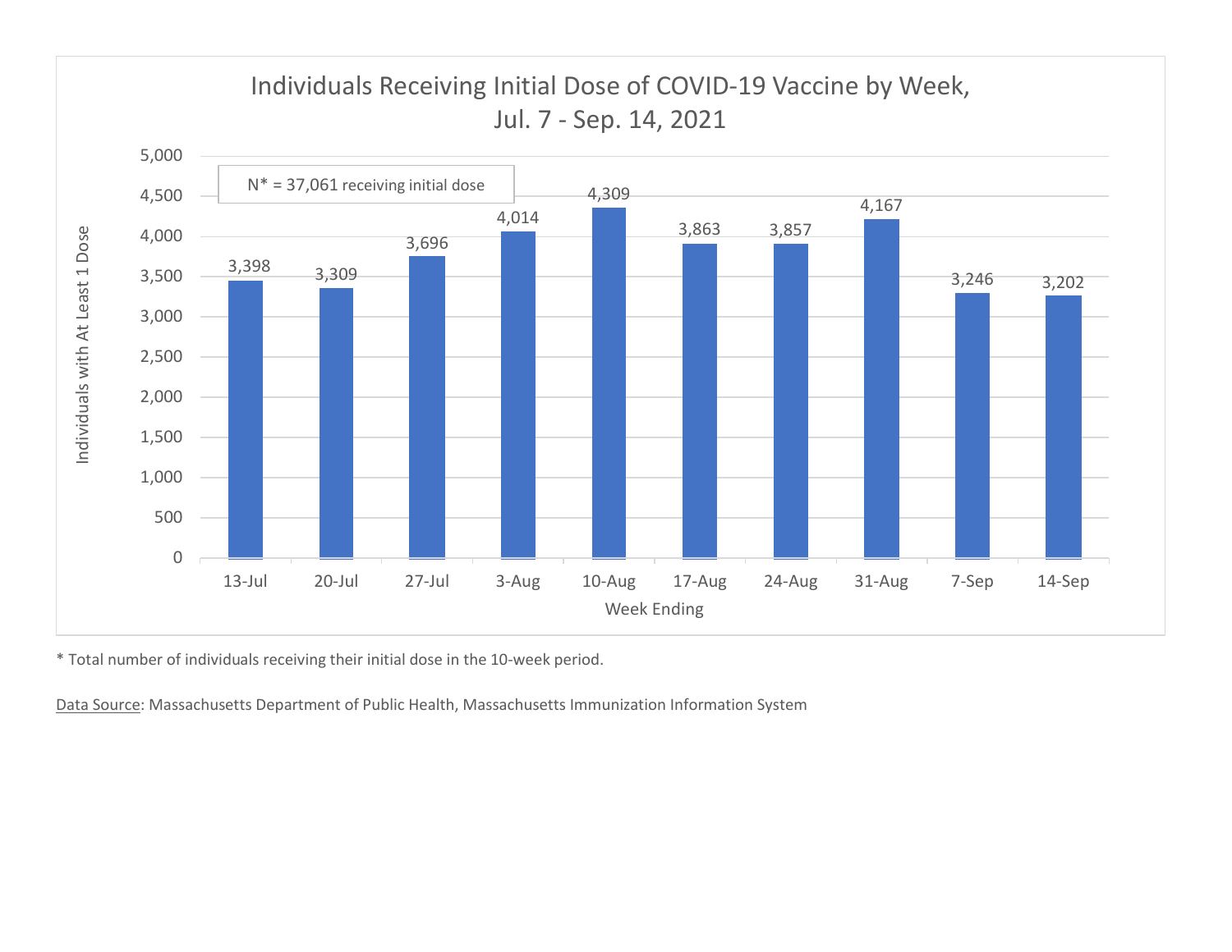## Individuals Receiving Initial Dose of COVID-19 Vaccine by Week, Jul. 7 - Sep. 14, 2021

N* = 37,061 receiving initial dose

| Week Ending | Individuals with At Least 1 Dose |
|---|---|
| 13-Jul | 3,398 |
| 20-Jul | 3,309 |
| 27-Jul | 3,696 |
| 3-Aug | 4,014 |
| 10-Aug | 4,309 |
| 17-Aug | 3,863 |
| 24-Aug | 3,857 |
| 31-Aug | 4,167 |
| 7-Sep | 3,246 |
| 14-Sep | 3,202 |

* Total number of individuals receiving their initial dose in the 10-week period.

Data Source: Massachusetts Department of Public Health, Massachusetts Immunization Information System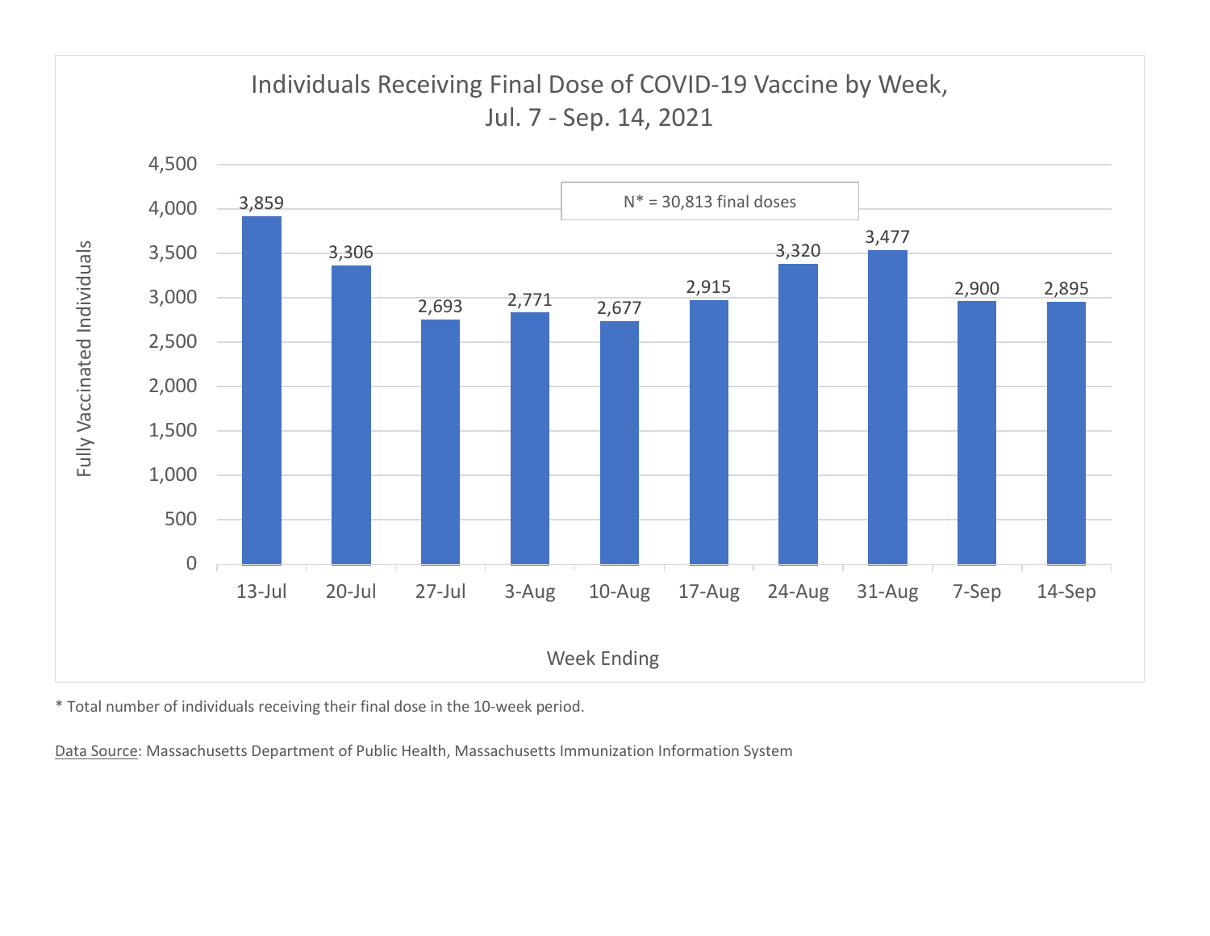## Individuals Receiving Final Dose of COVID-19 Vaccine by Week, Jul. 7 - Sep. 14, 2021

N* = 30,813 final doses

| Week Ending | Fully Vaccinated Individuals |
|---|---|
| 13-Jul | 3,859 |
| 20-Jul | 3,306 |
| 27-Jul | 2,693 |
| 3-Aug | 2,771 |
| 10-Aug | 2,677 |
| 17-Aug | 2,915 |
| 24-Aug | 3,320 |
| 31-Aug | 3,477 |
| 7-Sep | 2,900 |
| 14-Sep | 2,895 |

* Total number of individuals receiving their final dose in the 10-week period.

Data Source: Massachusetts Department of Public Health, Massachusetts Immunization Information System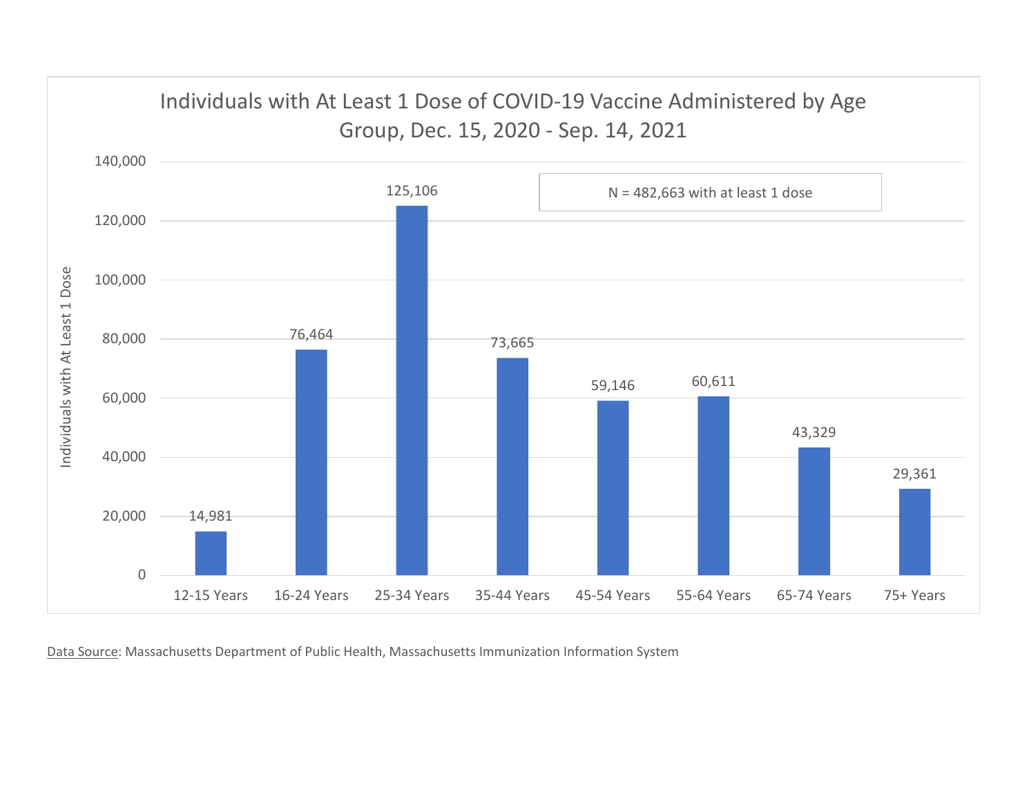## Individuals with At Least 1 Dose of COVID-19 Vaccine Administered by Age Group, Dec. 15, 2020 - Sep. 14, 2021

N = 482,663 with at least 1 dose

| Age Group | Individuals with At Least 1 Dose |
| --- | --- |
| 12-15 Years | 14,981 |
| 16-24 Years | 76,464 |
| 25-34 Years | 125,106 |
| 35-44 Years | 73,665 |
| 45-54 Years | 59,146 |
| 55-64 Years | 60,611 |
| 65-74 Years | 43,329 |
| 75+ Years | 29,361 |

Data Source: Massachusetts Department of Public Health, Massachusetts Immunization Information System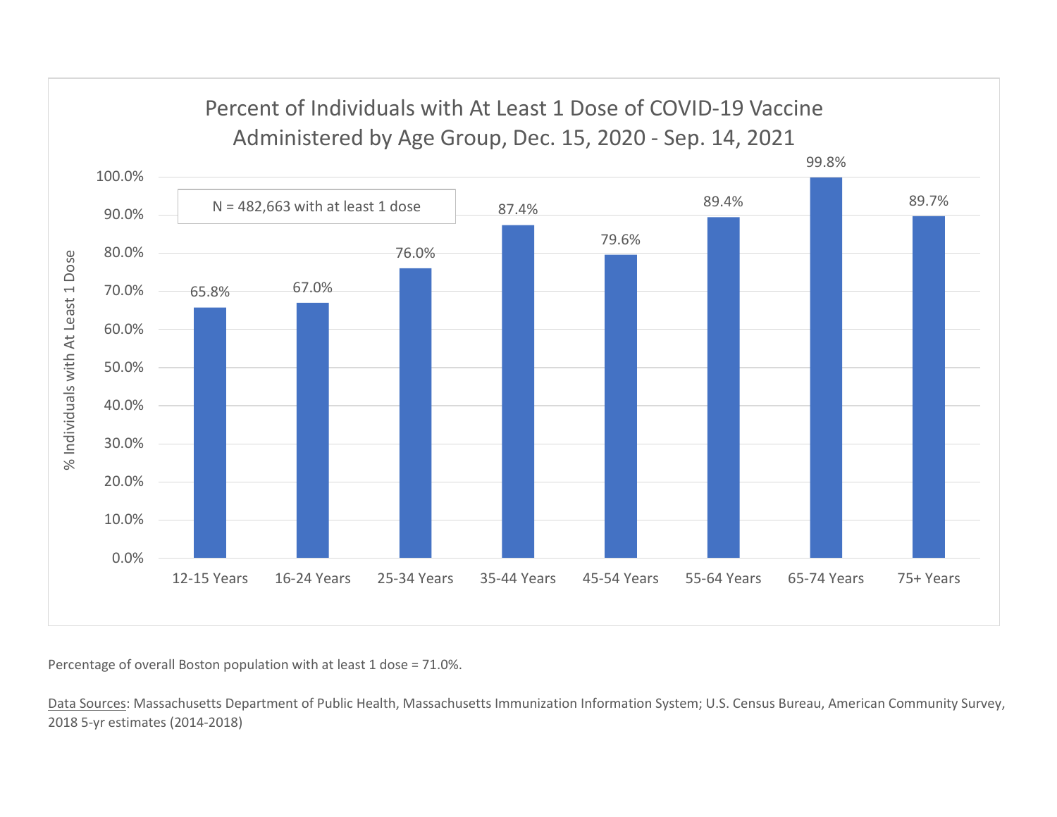## Percent of Individuals with At Least 1 Dose of COVID-19 Vaccine Administered by Age Group, Dec. 15, 2020 - Sep. 14, 2021

N = 482,663 with at least 1 dose

| Age Group | % Individuals with At Least 1 Dose |
|---|---|
| 12-15 Years | 65.8% |
| 16-24 Years | 67.0% |
| 25-34 Years | 76.0% |
| 35-44 Years | 87.4% |
| 45-54 Years | 79.6% |
| 55-64 Years | 89.4% |
| 65-74 Years | 99.8% |
| 75+ Years | 89.7% |

Percentage of overall Boston population with at least 1 dose = 71.0%.

Data Sources: Massachusetts Department of Public Health, Massachusetts Immunization Information System; U.S. Census Bureau, American Community Survey, 2018 5-yr estimates (2014-2018)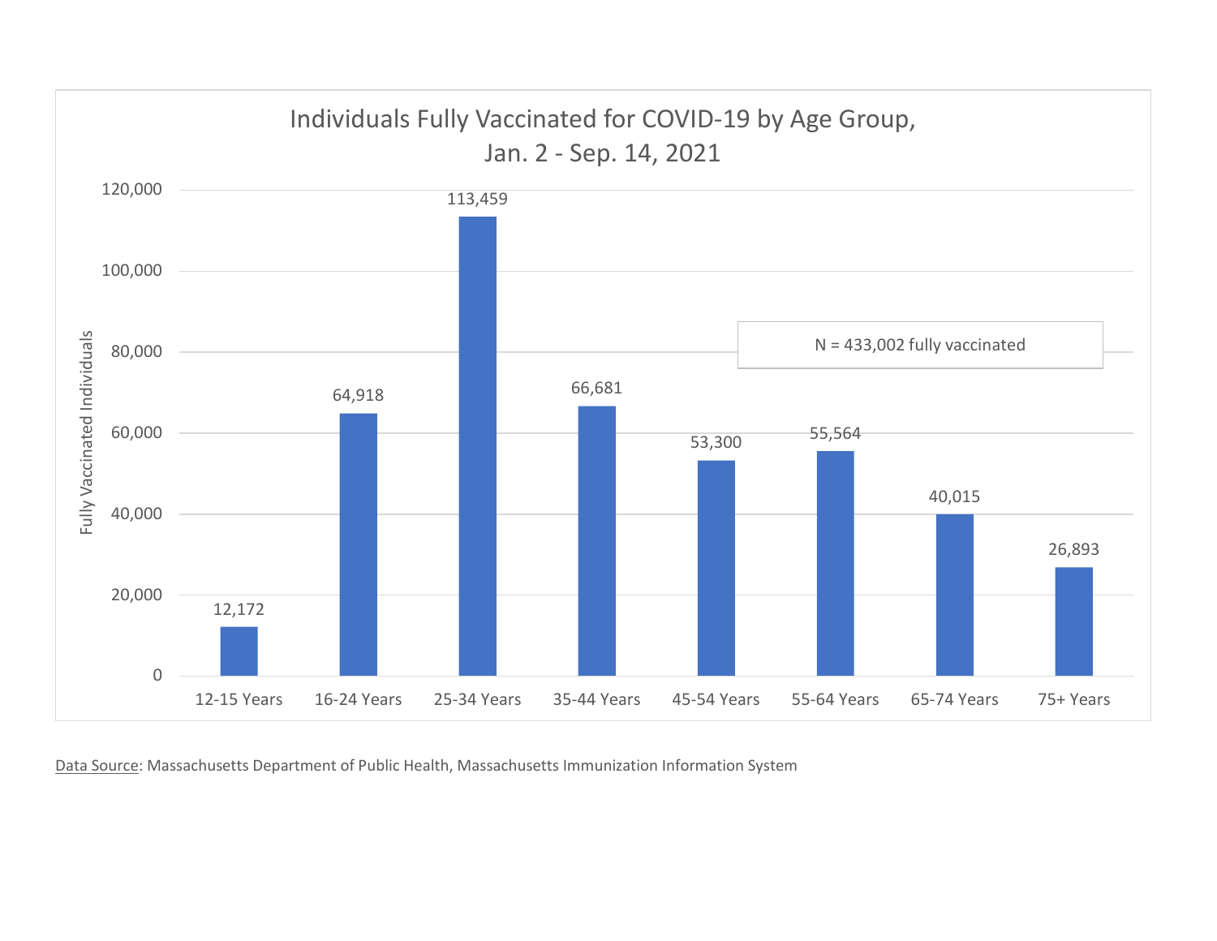## Individuals Fully Vaccinated for COVID-19 by Age Group, Jan. 2 - Sep. 14, 2021

| Age Group | Fully Vaccinated Individuals |
|---|---|
| 12-15 Years | 12,172 |
| 16-24 Years | 64,918 |
| 25-34 Years | 113,459 |
| 35-44 Years | 66,681 |
| 45-54 Years | 53,300 |
| 55-64 Years | 55,564 |
| 65-74 Years | 40,015 |
| 75+ Years | 26,893 |

N = 433,002 fully vaccinated

Data Source: Massachusetts Department of Public Health, Massachusetts Immunization Information System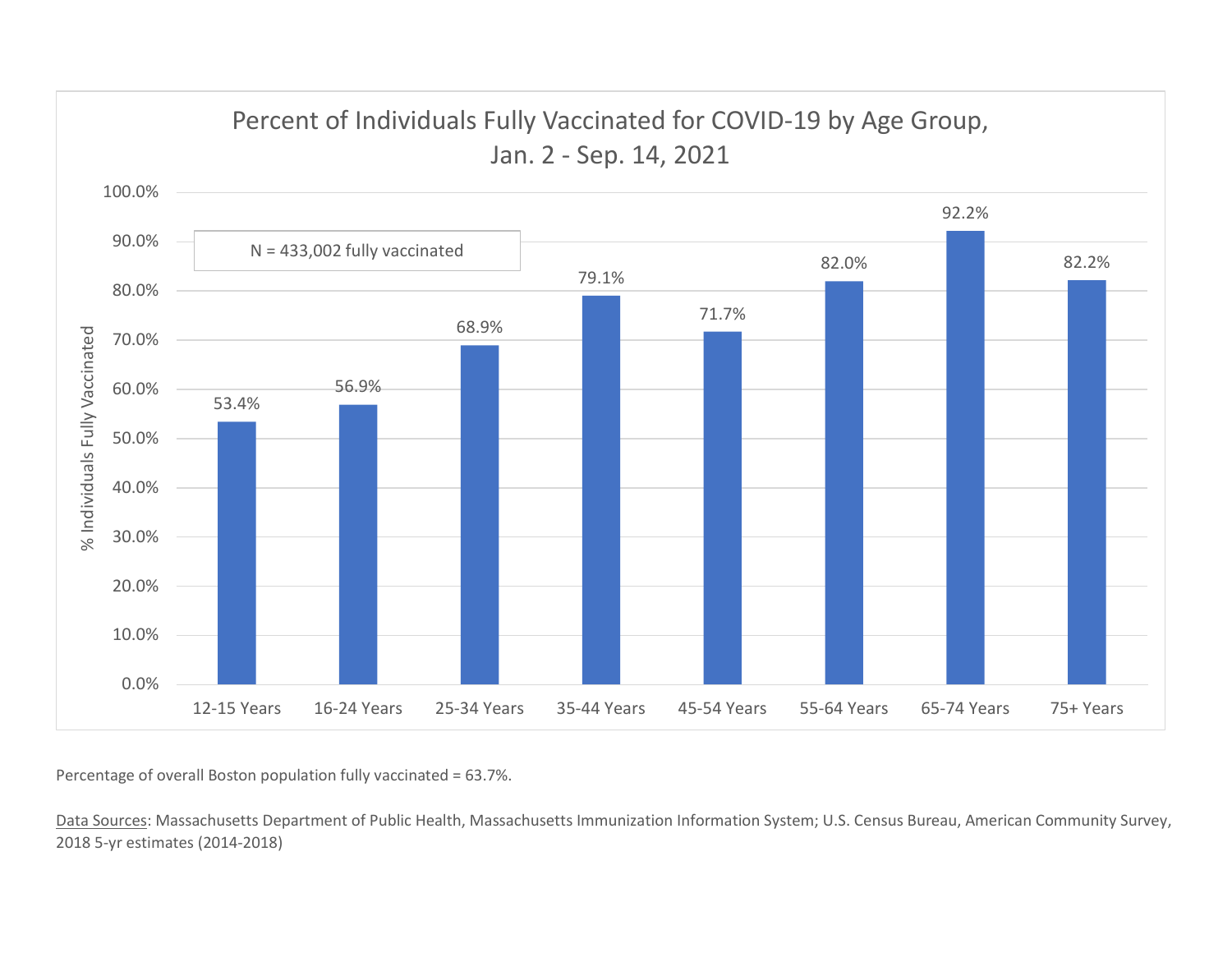## Percent of Individuals Fully Vaccinated for COVID-19 by Age Group, Jan. 2 - Sep. 14, 2021

N = 433,002 fully vaccinated

| Age Group | % Individuals Fully Vaccinated |
|---|---|
| 12-15 Years | 53.4% |
| 16-24 Years | 56.9% |
| 25-34 Years | 68.9% |
| 35-44 Years | 79.1% |
| 45-54 Years | 71.7% |
| 55-64 Years | 82.0% |
| 65-74 Years | 92.2% |
| 75+ Years | 82.2% |

Percentage of overall Boston population fully vaccinated = 63.7%.

Data Sources: Massachusetts Department of Public Health, Massachusetts Immunization Information System; U.S. Census Bureau, American Community Survey, 2018 5-yr estimates (2014-2018)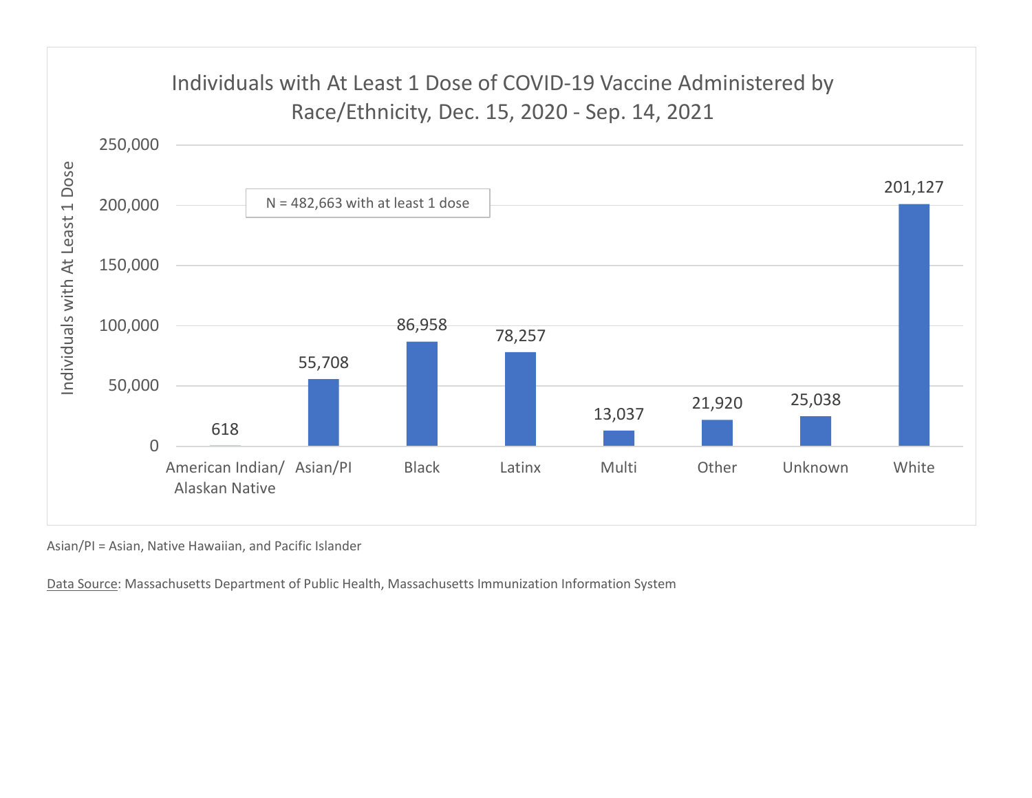## Individuals with At Least 1 Dose of COVID-19 Vaccine Administered by Race/Ethnicity, Dec. 15, 2020 - Sep. 14, 2021

N = 482,663 with at least 1 dose

| Race/Ethnicity | Individuals with At Least 1 Dose |
|---|---|
| American Indian/ Alaskan Native | 618 |
| Asian/PI | 55,708 |
| Black | 86,958 |
| Latinx | 78,257 |
| Multi | 13,037 |
| Other | 21,920 |
| Unknown | 25,038 |
| White | 201,127 |

Asian/PI = Asian, Native Hawaiian, and Pacific Islander

Data Source: Massachusetts Department of Public Health, Massachusetts Immunization Information System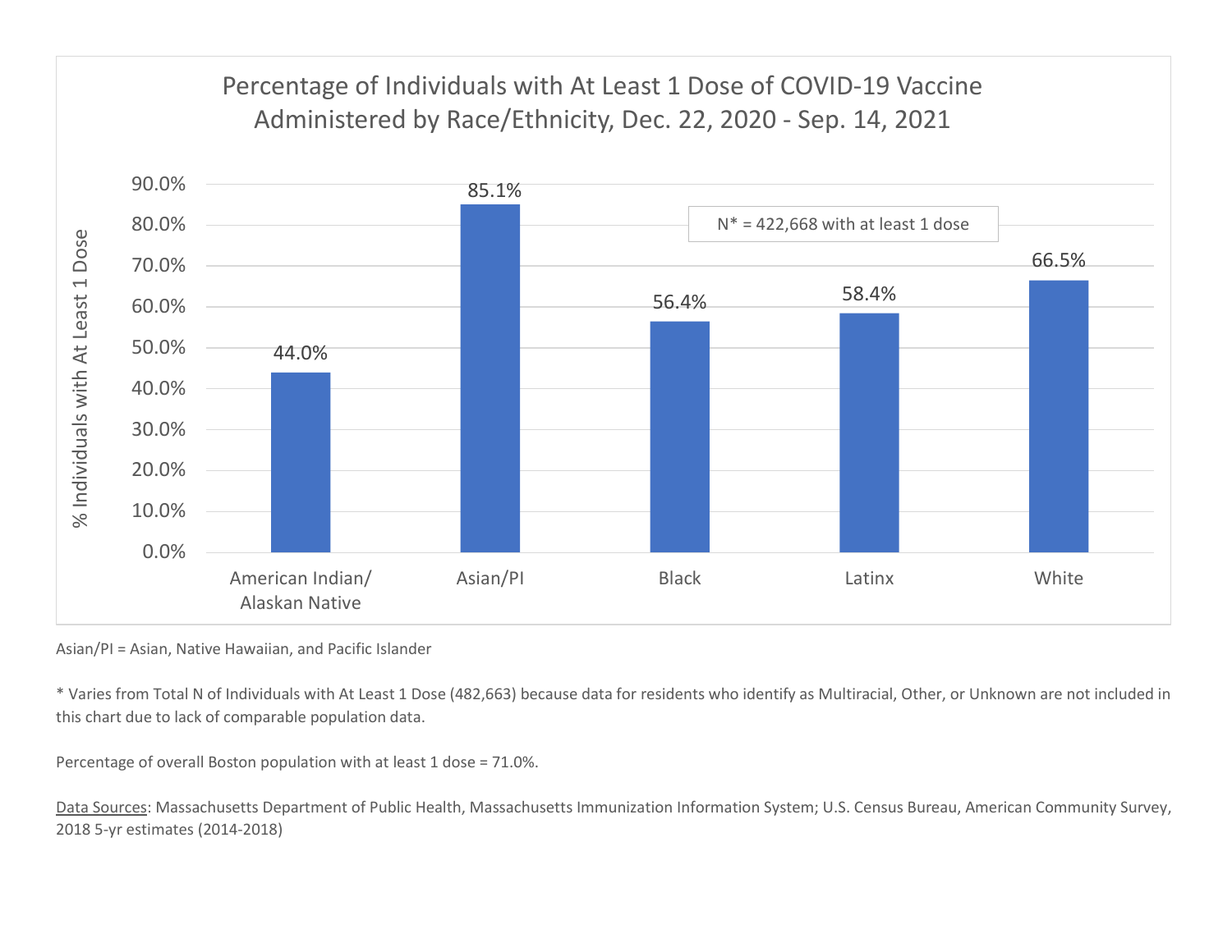## Percentage of Individuals with At Least 1 Dose of COVID-19 Vaccine Administered by Race/Ethnicity, Dec. 22, 2020 - Sep. 14, 2021

| Race/Ethnicity | % Individuals with At Least 1 Dose |
| --- | --- |
| American Indian/ Alaskan Native | 44.0% |
| Asian/PI | 85.1% |
| Black | 56.4% |
| Latinx | 58.4% |
| White | 66.5% |

N* = 422,668 with at least 1 dose

Asian/PI = Asian, Native Hawaiian, and Pacific Islander

* Varies from Total N of Individuals with At Least 1 Dose (482,663) because data for residents who identify as Multiracial, Other, or Unknown are not included in this chart due to lack of comparable population data.

Percentage of overall Boston population with at least 1 dose = 71.0%.

Data Sources: Massachusetts Department of Public Health, Massachusetts Immunization Information System; U.S. Census Bureau, American Community Survey, 2018 5-yr estimates (2014-2018)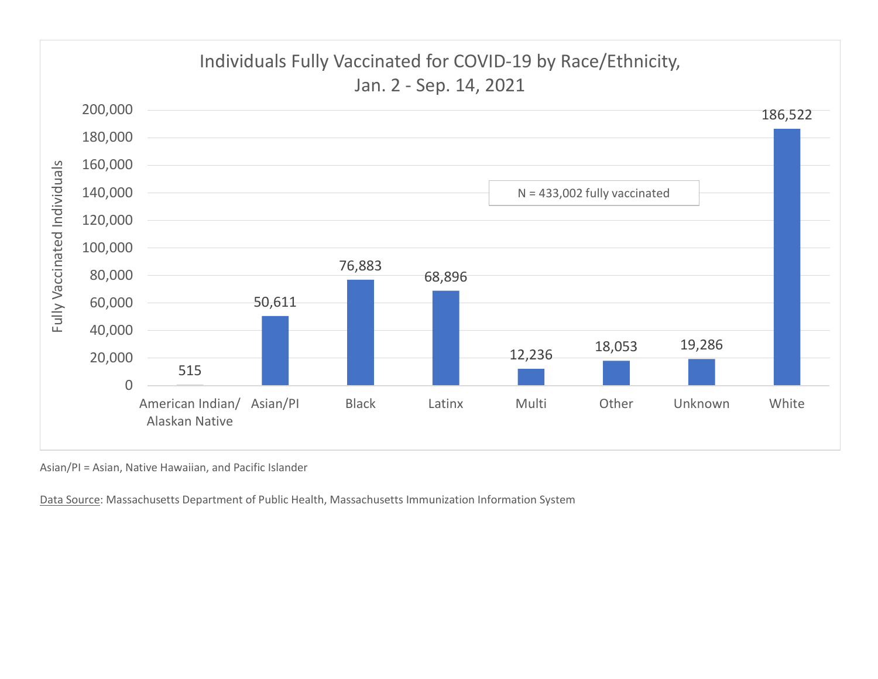## Individuals Fully Vaccinated for COVID-19 by Race/Ethnicity, Jan. 2 - Sep. 14, 2021

N = 433,002 fully vaccinated

| Race/Ethnicity | Fully Vaccinated Individuals |
| --- | --- |
| American Indian/ Alaskan Native | 515 |
| Asian/PI | 50,611 |
| Black | 76,883 |
| Latinx | 68,896 |
| Multi | 12,236 |
| Other | 18,053 |
| Unknown | 19,286 |
| White | 186,522 |

Asian/PI = Asian, Native Hawaiian, and Pacific Islander

Data Source: Massachusetts Department of Public Health, Massachusetts Immunization Information System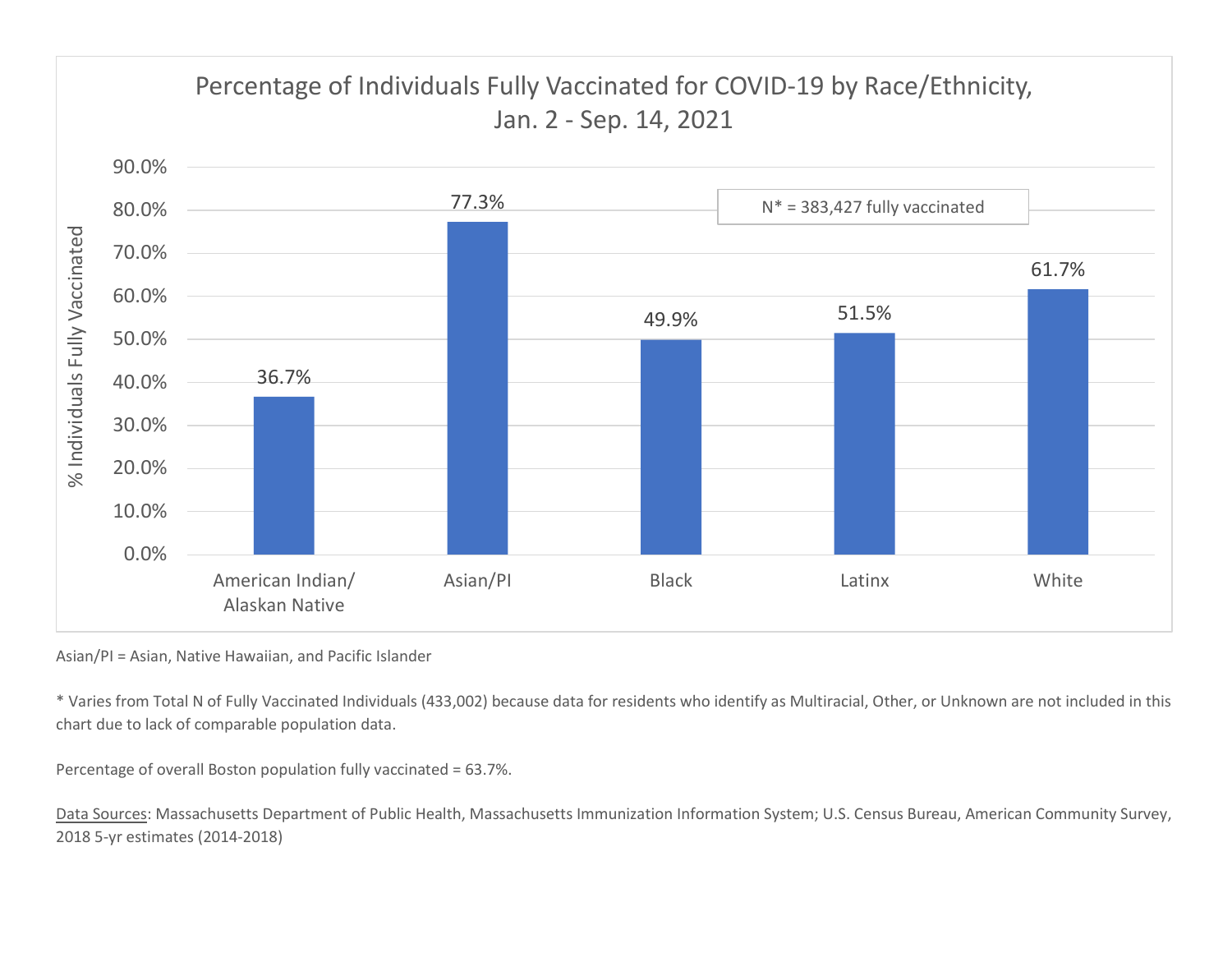## Percentage of Individuals Fully Vaccinated for COVID-19 by Race/Ethnicity, Jan. 2 - Sep. 14, 2021

N* = 383,427 fully vaccinated

| Race/Ethnicity | % Individuals Fully Vaccinated |
|---|---|
| American Indian/ Alaskan Native | 36.7% |
| Asian/PI | 77.3% |
| Black | 49.9% |
| Latinx | 51.5% |
| White | 61.7% |

Asian/PI = Asian, Native Hawaiian, and Pacific Islander

* Varies from Total N of Fully Vaccinated Individuals (433,002) because data for residents who identify as Multiracial, Other, or Unknown are not included in this chart due to lack of comparable population data.

Percentage of overall Boston population fully vaccinated = 63.7%.

Data Sources: Massachusetts Department of Public Health, Massachusetts Immunization Information System; U.S. Census Bureau, American Community Survey, 2018 5-yr estimates (2014-2018)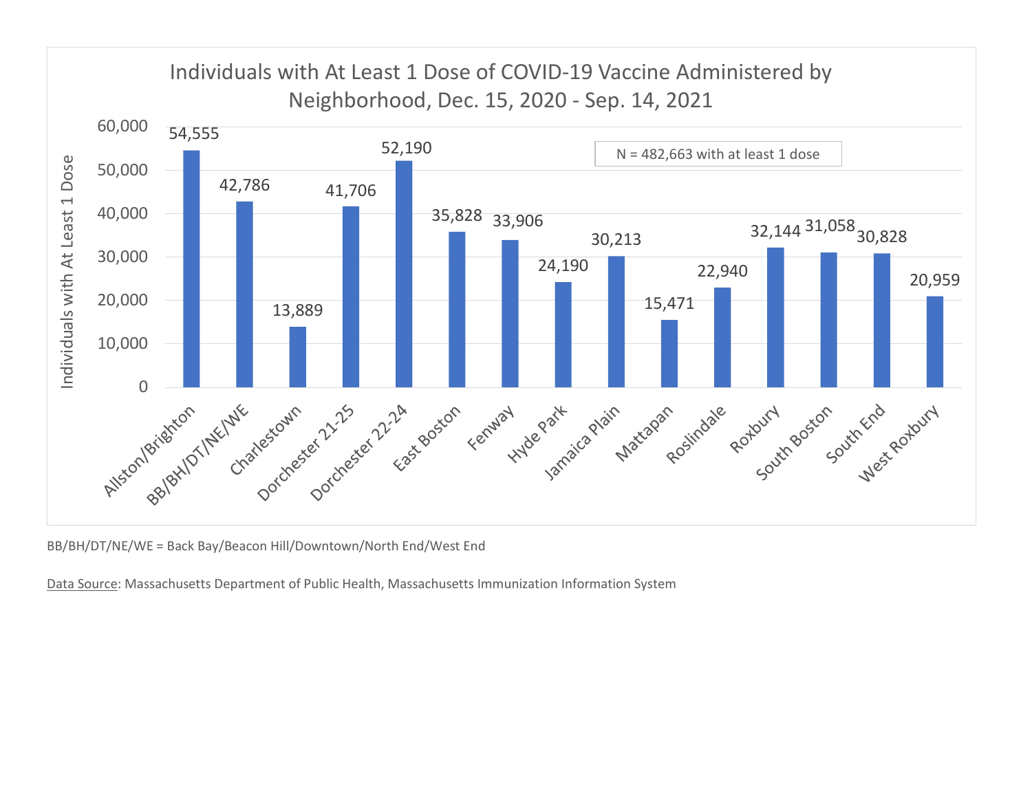## Individuals with At Least 1 Dose of COVID-19 Vaccine Administered by Neighborhood, Dec. 15, 2020 - Sep. 14, 2021

N = 482,663 with at least 1 dose

| Neighborhood | Individuals with At Least 1 Dose |
|---|---|
| Allston/Brighton | 54,555 |
| BB/BH/DT/NE/WE | 42,786 |
| Charlestown | 13,889 |
| Dorchester 21-25 | 41,706 |
| Dorchester 22-24 | 52,190 |
| East Boston | 35,828 |
| Fenway | 33,906 |
| Hyde Park | 24,190 |
| Jamaica Plain | 30,213 |
| Mattapan | 15,471 |
| Roslindale | 22,940 |
| Roxbury | 32,144 |
| South Boston | 31,058 |
| South End | 30,828 |
| West Roxbury | 20,959 |

BB/BH/DT/NE/WE = Back Bay/Beacon Hill/Downtown/North End/West End

Data Source: Massachusetts Department of Public Health, Massachusetts Immunization Information System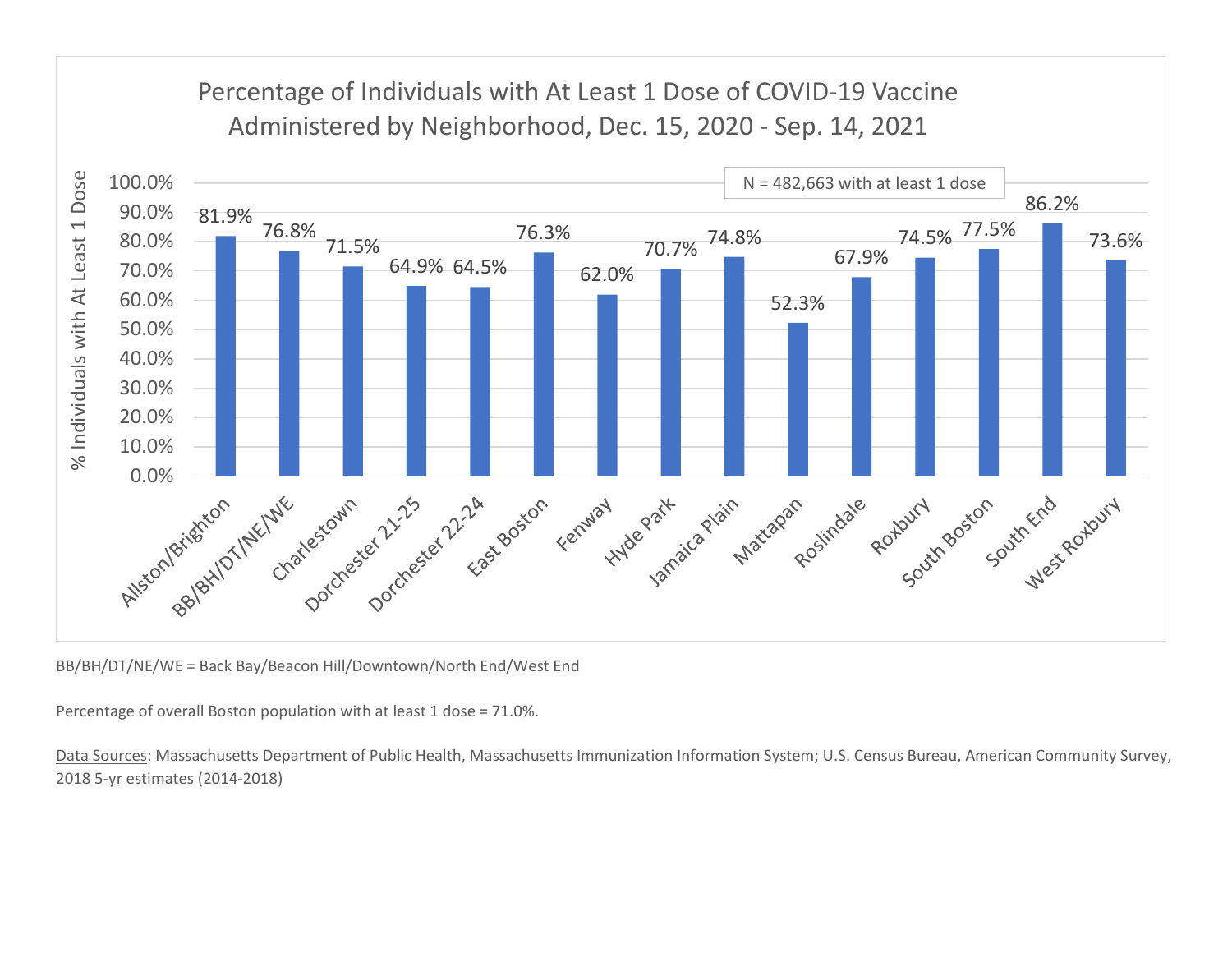## Percentage of Individuals with At Least 1 Dose of COVID-19 Vaccine Administered by Neighborhood, Dec. 15, 2020 - Sep. 14, 2021

N = 482,663 with at least 1 dose

| Neighborhood | % Individuals with At Least 1 Dose |
| --- | --- |
| Allston/Brighton | 81.9% |
| BB/BH/DT/NE/WE | 76.8% |
| Charlestown | 71.5% |
| Dorchester 21-25 | 64.9% |
| Dorchester 22-24 | 64.5% |
| East Boston | 76.3% |
| Fenway | 62.0% |
| Hyde Park | 70.7% |
| Jamaica Plain | 74.8% |
| Mattapan | 52.3% |
| Roslindale | 67.9% |
| Roxbury | 74.5% |
| South Boston | 77.5% |
| South End | 86.2% |
| West Roxbury | 73.6% |

BB/BH/DT/NE/WE = Back Bay/Beacon Hill/Downtown/North End/West End

Percentage of overall Boston population with at least 1 dose = 71.0%.

Data Sources: Massachusetts Department of Public Health, Massachusetts Immunization Information System; U.S. Census Bureau, American Community Survey, 2018 5-yr estimates (2014-2018)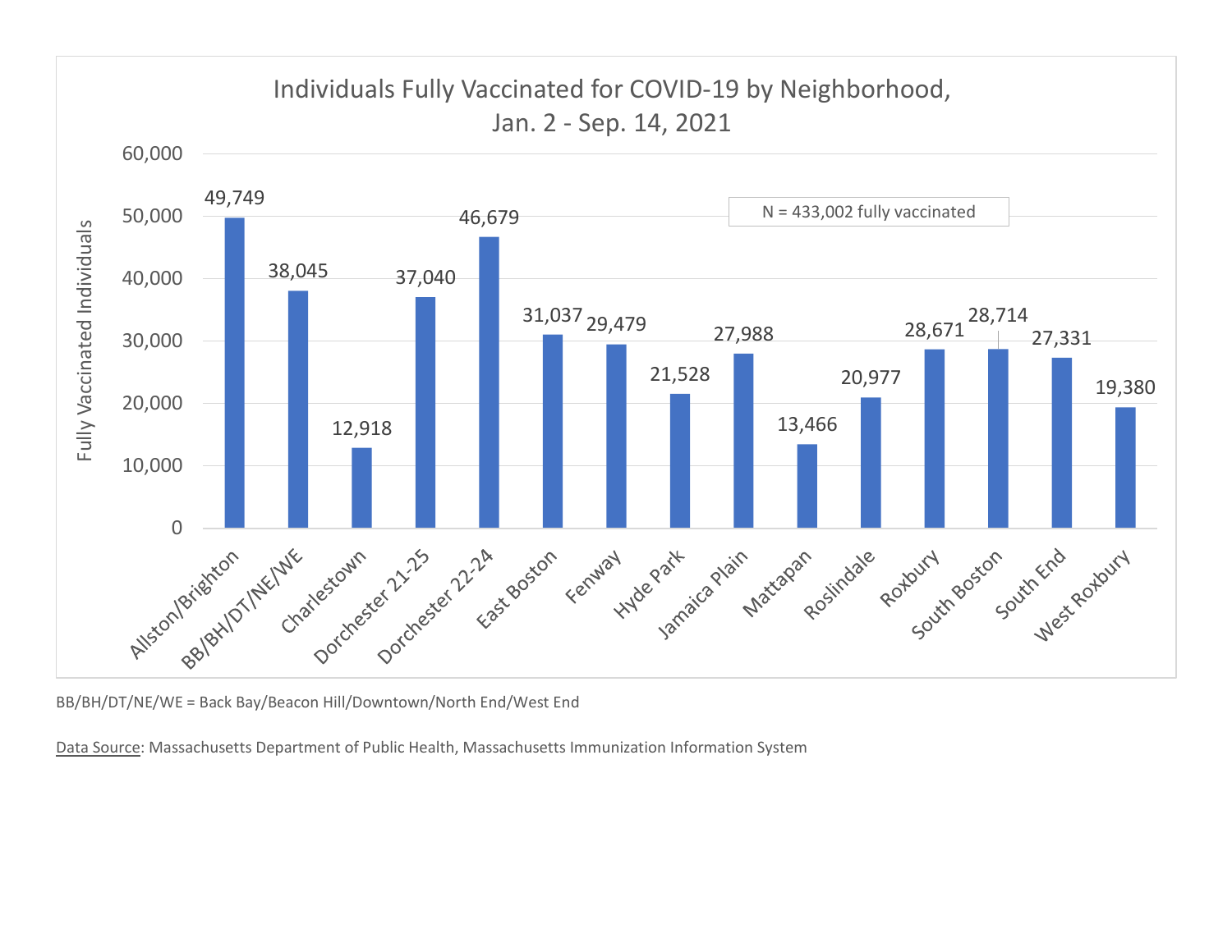## Individuals Fully Vaccinated for COVID-19 by Neighborhood, Jan. 2 - Sep. 14, 2021

N = 433,002 fully vaccinated

| Neighborhood | Fully Vaccinated Individuals |
|---|---|
| Allston/Brighton | 49,749 |
| BB/BH/DT/NE/WE | 38,045 |
| Charlestown | 12,918 |
| Dorchester 21-25 | 37,040 |
| Dorchester 22-24 | 46,679 |
| East Boston | 31,037 |
| Fenway | 29,479 |
| Hyde Park | 21,528 |
| Jamaica Plain | 27,988 |
| Mattapan | 13,466 |
| Roslindale | 20,977 |
| Roxbury | 28,671 |
| South Boston | 28,714 |
| South End | 27,331 |
| West Roxbury | 19,380 |

BB/BH/DT/NE/WE = Back Bay/Beacon Hill/Downtown/North End/West End

Data Source: Massachusetts Department of Public Health, Massachusetts Immunization Information System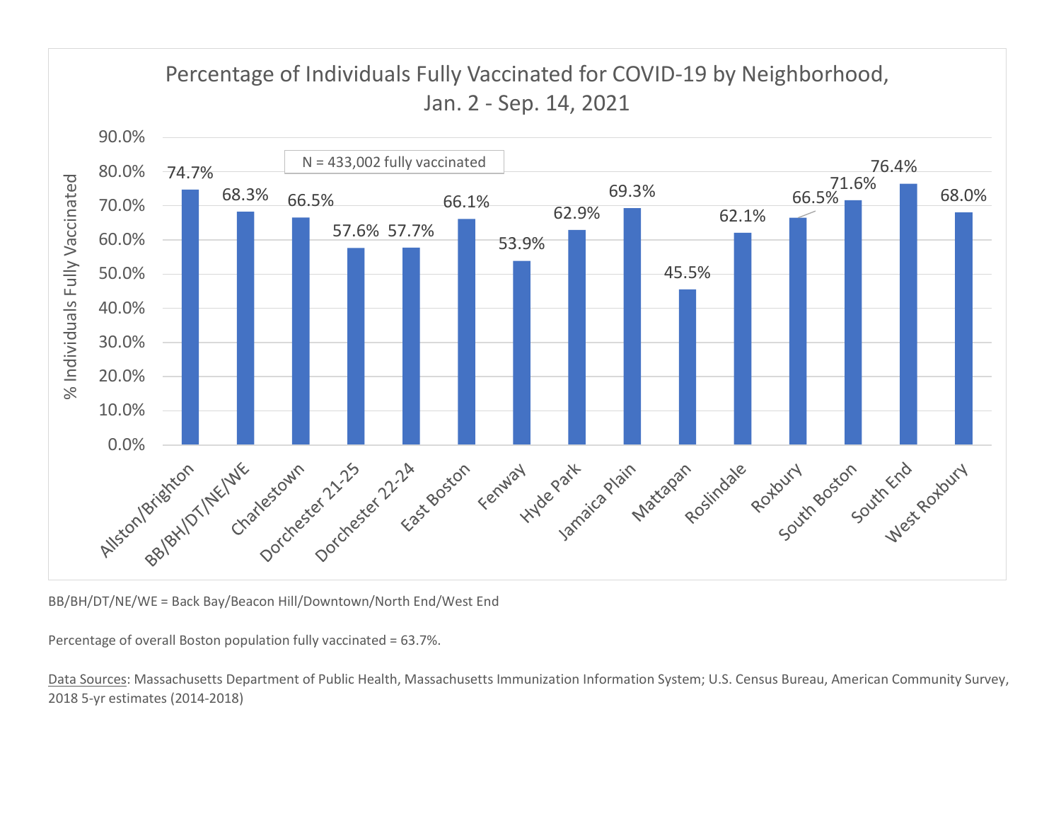## Percentage of Individuals Fully Vaccinated for COVID-19 by Neighborhood, Jan. 2 - Sep. 14, 2021

N = 433,002 fully vaccinated

| Neighborhood | % Individuals Fully Vaccinated |
|---|---|
| Allston/Brighton | 74.7% |
| BB/BH/DT/NE/WE | 68.3% |
| Charlestown | 66.5% |
| Dorchester 21-25 | 57.6% |
| Dorchester 22-24 | 57.7% |
| East Boston | 66.1% |
| Fenway | 53.9% |
| Hyde Park | 62.9% |
| Jamaica Plain | 69.3% |
| Mattapan | 45.5% |
| Roslindale | 62.1% |
| Roxbury | 66.5% |
| South Boston | 71.6% |
| South End | 76.4% |
| West Roxbury | 68.0% |

BB/BH/DT/NE/WE = Back Bay/Beacon Hill/Downtown/North End/West End

Percentage of overall Boston population fully vaccinated = 63.7%.

Data Sources: Massachusetts Department of Public Health, Massachusetts Immunization Information System; U.S. Census Bureau, American Community Survey, 2018 5-yr estimates (2014-2018)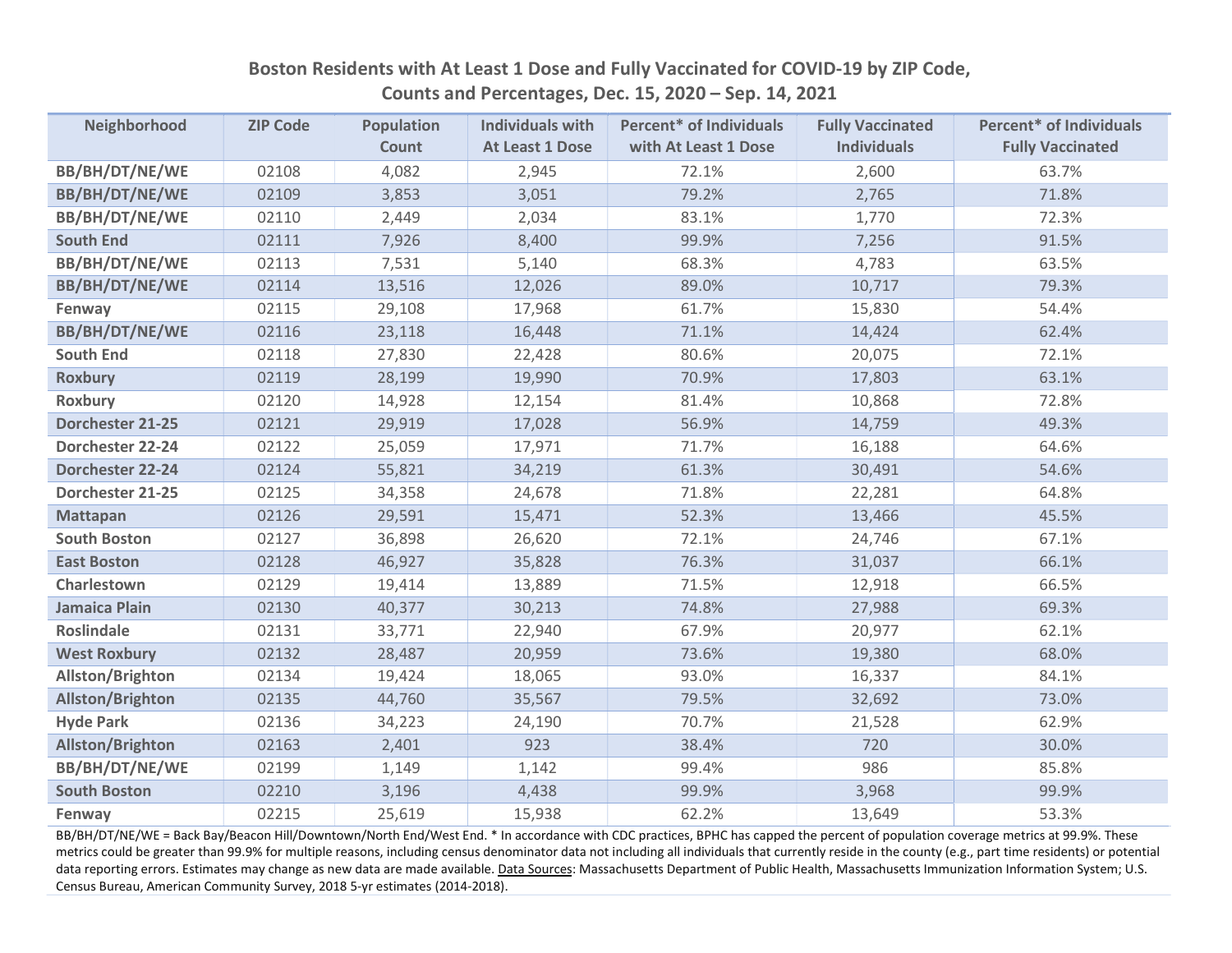## Boston Residents with At Least 1 Dose and Fully Vaccinated for COVID-19 by ZIP Code, Counts and Percentages, Dec. 15, 2020 – Sep. 14, 2021

| Neighborhood | ZIP Code | Population Count | Individuals with At Least 1 Dose | Percent* of Individuals with At Least 1 Dose | Fully Vaccinated Individuals | Percent* of Individuals Fully Vaccinated |
|---|---|---|---|---|---|---|
| BB/BH/DT/NE/WE | 02108 | 4,082 | 2,945 | 72.1% | 2,600 | 63.7% |
| BB/BH/DT/NE/WE | 02109 | 3,853 | 3,051 | 79.2% | 2,765 | 71.8% |
| BB/BH/DT/NE/WE | 02110 | 2,449 | 2,034 | 83.1% | 1,770 | 72.3% |
| South End | 02111 | 7,926 | 8,400 | 99.9% | 7,256 | 91.5% |
| BB/BH/DT/NE/WE | 02113 | 7,531 | 5,140 | 68.3% | 4,783 | 63.5% |
| BB/BH/DT/NE/WE | 02114 | 13,516 | 12,026 | 89.0% | 10,717 | 79.3% |
| Fenway | 02115 | 29,108 | 17,968 | 61.7% | 15,830 | 54.4% |
| BB/BH/DT/NE/WE | 02116 | 23,118 | 16,448 | 71.1% | 14,424 | 62.4% |
| South End | 02118 | 27,830 | 22,428 | 80.6% | 20,075 | 72.1% |
| Roxbury | 02119 | 28,199 | 19,990 | 70.9% | 17,803 | 63.1% |
| Roxbury | 02120 | 14,928 | 12,154 | 81.4% | 10,868 | 72.8% |
| Dorchester 21-25 | 02121 | 29,919 | 17,028 | 56.9% | 14,759 | 49.3% |
| Dorchester 22-24 | 02122 | 25,059 | 17,971 | 71.7% | 16,188 | 64.6% |
| Dorchester 22-24 | 02124 | 55,821 | 34,219 | 61.3% | 30,491 | 54.6% |
| Dorchester 21-25 | 02125 | 34,358 | 24,678 | 71.8% | 22,281 | 64.8% |
| Mattapan | 02126 | 29,591 | 15,471 | 52.3% | 13,466 | 45.5% |
| South Boston | 02127 | 36,898 | 26,620 | 72.1% | 24,746 | 67.1% |
| East Boston | 02128 | 46,927 | 35,828 | 76.3% | 31,037 | 66.1% |
| Charlestown | 02129 | 19,414 | 13,889 | 71.5% | 12,918 | 66.5% |
| Jamaica Plain | 02130 | 40,377 | 30,213 | 74.8% | 27,988 | 69.3% |
| Roslindale | 02131 | 33,771 | 22,940 | 67.9% | 20,977 | 62.1% |
| West Roxbury | 02132 | 28,487 | 20,959 | 73.6% | 19,380 | 68.0% |
| Allston/Brighton | 02134 | 19,424 | 18,065 | 93.0% | 16,337 | 84.1% |
| Allston/Brighton | 02135 | 44,760 | 35,567 | 79.5% | 32,692 | 73.0% |
| Hyde Park | 02136 | 34,223 | 24,190 | 70.7% | 21,528 | 62.9% |
| Allston/Brighton | 02163 | 2,401 | 923 | 38.4% | 720 | 30.0% |
| BB/BH/DT/NE/WE | 02199 | 1,149 | 1,142 | 99.4% | 986 | 85.8% |
| South Boston | 02210 | 3,196 | 4,438 | 99.9% | 3,968 | 99.9% |
| Fenway | 02215 | 25,619 | 15,938 | 62.2% | 13,649 | 53.3% |

BB/BH/DT/NE/WE = Back Bay/Beacon Hill/Downtown/North End/West End. * In accordance with CDC practices, BPHC has capped the percent of population coverage metrics at 99.9%. These metrics could be greater than 99.9% for multiple reasons, including census denominator data not including all individuals that currently reside in the county (e.g., part time residents) or potential data reporting errors. Estimates may change as new data are made available. Data Sources: Massachusetts Department of Public Health, Massachusetts Immunization Information System; U.S. Census Bureau, American Community Survey, 2018 5-yr estimates (2014-2018).